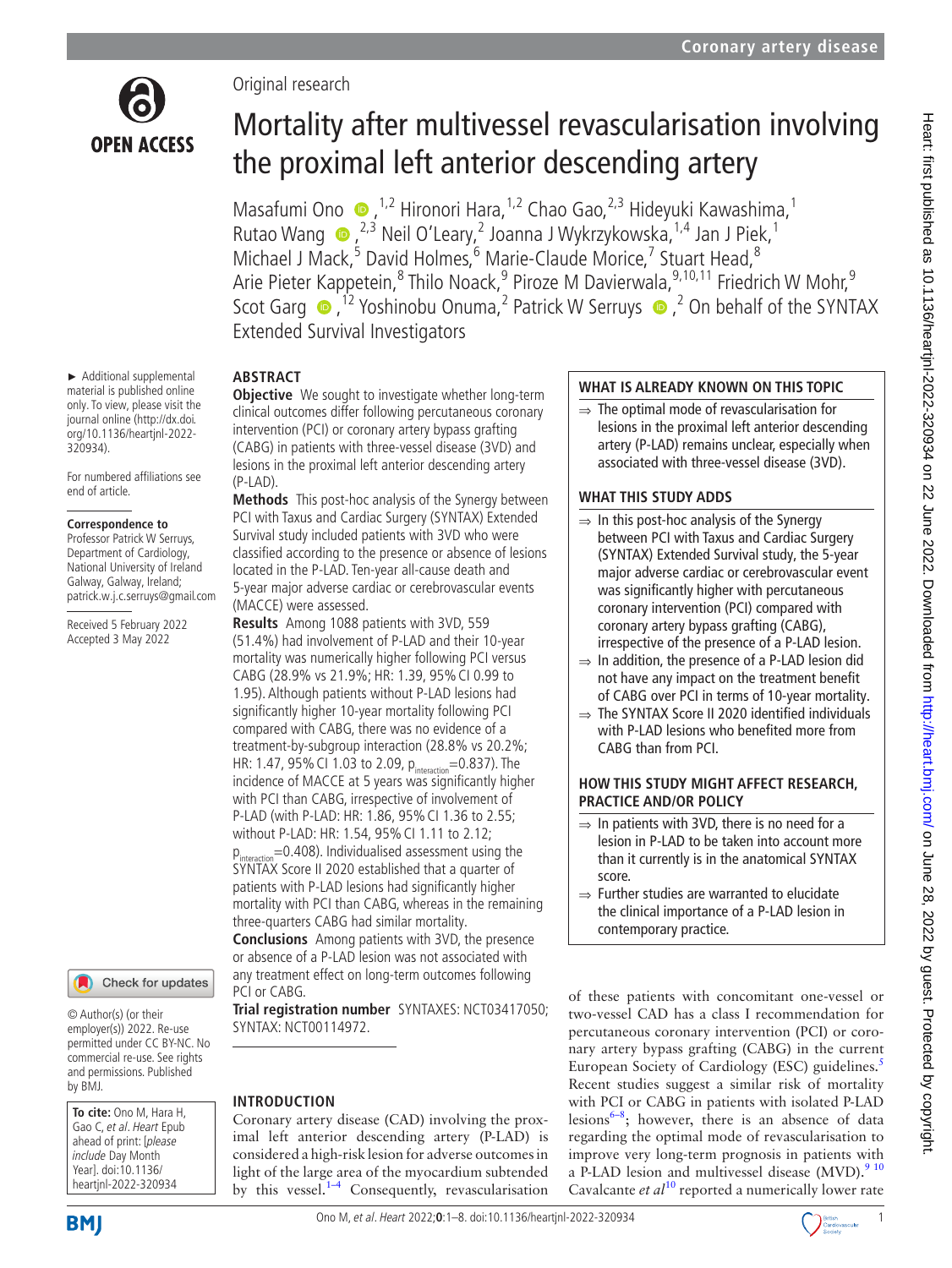Original research

# Mortality after multivessel revascularisation involving the proximal left anterior descending artery

Masafumi Ono,[1,2] Hironori Hara,[1,2] Chao Gao,[2,3] Hideyuki Kawashima,[1] Rutao Wang,[2,3] Neil O'Leary,[2] Joanna J Wykrzykowska,[1,4] Jan J Piek,[1] Michael J Mack,[5] David Holmes,[6] Marie-Claude Morice,[7] Stuart Head,[8] Arie Pieter Kappetein,[8] Thilo Noack,[9] Piroze M Davierwala,[9,10,11] Friedrich W Mohr,[9] Scot Garg,[12] Yoshinobu Onuma,[2] Patrick W Serruys,[2] On behalf of the SYNTAX Extended Survival Investigators

► Additional supplemental material is published online only. To view, please visit the journal online (http://dx.doi.org/10.1136/heartjnl-2022-320934).

For numbered affiliations see end of article.

**Correspondence to**
Professor Patrick W Serruys, Department of Cardiology, National University of Ireland Galway, Galway, Ireland; patrick.w.j.c.serruys@gmail.com

Received 5 February 2022
Accepted 3 May 2022

## ABSTRACT

**Objective** We sought to investigate whether long-term clinical outcomes differ following percutaneous coronary intervention (PCI) or coronary artery bypass grafting (CABG) in patients with three-vessel disease (3VD) and lesions in the proximal left anterior descending artery (P-LAD).

**Methods** This post-hoc analysis of the Synergy between PCI with Taxus and Cardiac Surgery (SYNTAX) Extended Survival study included patients with 3VD who were classified according to the presence or absence of lesions located in the P-LAD. Ten-year all-cause death and 5-year major adverse cardiac or cerebrovascular events (MACCE) were assessed.

**Results** Among 1088 patients with 3VD, 559 (51.4%) had involvement of P-LAD and their 10-year mortality was numerically higher following PCI versus CABG (28.9% vs 21.9%; HR: 1.39, 95% CI 0.99 to 1.95). Although patients without P-LAD lesions had significantly higher 10-year mortality following PCI compared with CABG, there was no evidence of a treatment-by-subgroup interaction (28.8% vs 20.2%; HR: 1.47, 95% CI 1.03 to 2.09, $p_{interaction}$=0.837). The incidence of MACCE at 5 years was significantly higher with PCI than CABG, irrespective of involvement of P-LAD (with P-LAD: HR: 1.86, 95% CI 1.36 to 2.55; without P-LAD: HR: 1.54, 95% CI 1.11 to 2.12; $p_{interaction}$=0.408). Individualised assessment using the SYNTAX Score II 2020 established that a quarter of patients with P-LAD lesions had significantly higher mortality with PCI than CABG, whereas in the remaining three-quarters CABG had similar mortality.

**Conclusions** Among patients with 3VD, the presence or absence of a P-LAD lesion was not associated with any treatment effect on long-term outcomes following PCI or CABG.

**Trial registration number** SYNTAXES: NCT03417050; SYNTAX: NCT00114972.

## WHAT IS ALREADY KNOWN ON THIS TOPIC

⇒ The optimal mode of revascularisation for lesions in the proximal left anterior descending artery (P-LAD) remains unclear, especially when associated with three-vessel disease (3VD).

## WHAT THIS STUDY ADDS

⇒ In this post-hoc analysis of the Synergy between PCI with Taxus and Cardiac Surgery (SYNTAX) Extended Survival study, the 5-year major adverse cardiac or cerebrovascular event was significantly higher with percutaneous coronary intervention (PCI) compared with coronary artery bypass grafting (CABG), irrespective of the presence of a P-LAD lesion.

⇒ In addition, the presence of a P-LAD lesion did not have any impact on the treatment benefit of CABG over PCI in terms of 10-year mortality.

⇒ The SYNTAX Score II 2020 identified individuals with P-LAD lesions who benefited more from CABG than from PCI.

## HOW THIS STUDY MIGHT AFFECT RESEARCH, PRACTICE AND/OR POLICY

⇒ In patients with 3VD, there is no need for a lesion in P-LAD to be taken into account more than it currently is in the anatomical SYNTAX score.

⇒ Further studies are warranted to elucidate the clinical importance of a P-LAD lesion in contemporary practice.

© Author(s) (or their employer(s)) 2022. Re-use permitted under CC BY-NC. No commercial re-use. See rights and permissions. Published by BMJ.

**To cite:** Ono M, Hara H, Gao C, *et al*. *Heart* Epub ahead of print: [*please include* Day Month Year]. doi:10.1136/heartjnl-2022-320934

## INTRODUCTION

Coronary artery disease (CAD) involving the proximal left anterior descending artery (P-LAD) is considered a high-risk lesion for adverse outcomes in light of the large area of the myocardium subtended by this vessel.[1–4] Consequently, revascularisation of these patients with concomitant one-vessel or two-vessel CAD has a class I recommendation for percutaneous coronary intervention (PCI) or coronary artery bypass grafting (CABG) in the current European Society of Cardiology (ESC) guidelines.[5] Recent studies suggest a similar risk of mortality with PCI or CABG in patients with isolated P-LAD lesions[6–8]; however, there is an absence of data regarding the optimal mode of revascularisation to improve very long-term prognosis in patients with a P-LAD lesion and multivessel disease (MVD).[9 10] Cavalcante *et al*[10] reported a numerically lower rate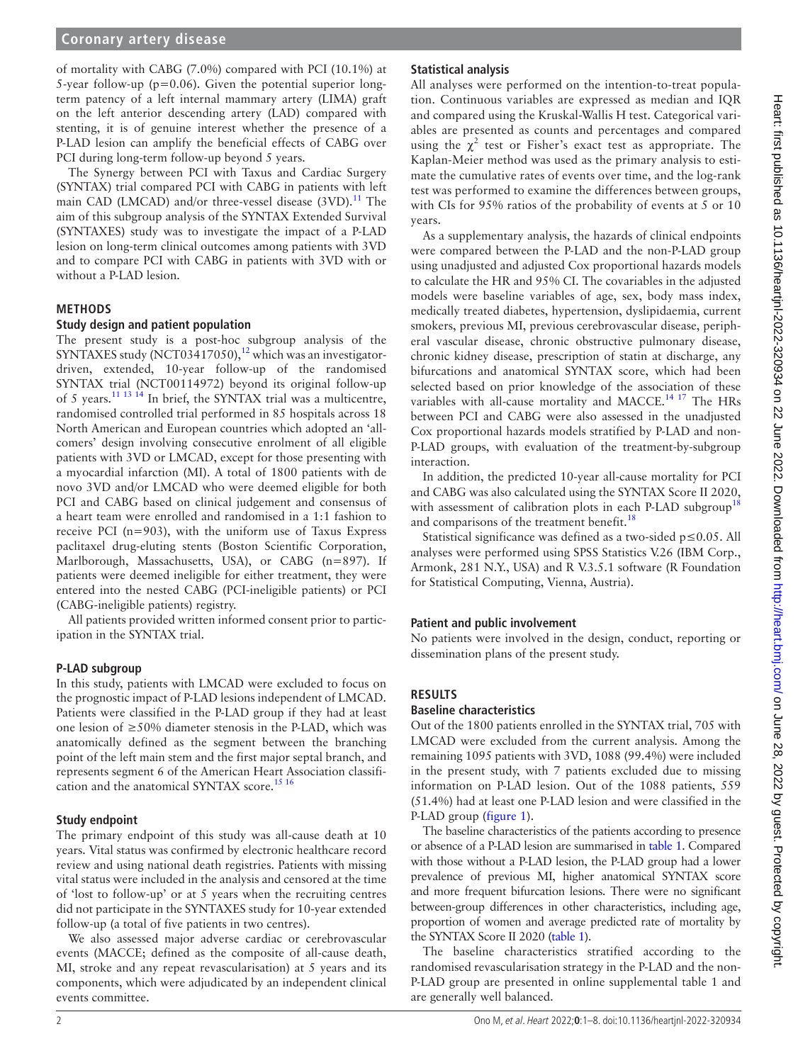of mortality with CABG (7.0%) compared with PCI (10.1%) at 5-year follow-up (p=0.06). Given the potential superior long-term patency of a left internal mammary artery (LIMA) graft on the left anterior descending artery (LAD) compared with stenting, it is of genuine interest whether the presence of a P-LAD lesion can amplify the beneficial effects of CABG over PCI during long-term follow-up beyond 5 years.

The Synergy between PCI with Taxus and Cardiac Surgery (SYNTAX) trial compared PCI with CABG in patients with left main CAD (LMCAD) and/or three-vessel disease (3VD).[11] The aim of this subgroup analysis of the SYNTAX Extended Survival (SYNTAXES) study was to investigate the impact of a P-LAD lesion on long-term clinical outcomes among patients with 3VD and to compare PCI with CABG in patients with 3VD with or without a P-LAD lesion.

## METHODS

### Study design and patient population

The present study is a post-hoc subgroup analysis of the SYNTAXES study (NCT03417050),[12] which was an investigator-driven, extended, 10-year follow-up of the randomised SYNTAX trial (NCT00114972) beyond its original follow-up of 5 years.[11 13 14] In brief, the SYNTAX trial was a multicentre, randomised controlled trial performed in 85 hospitals across 18 North American and European countries which adopted an 'all-comers' design involving consecutive enrolment of all eligible patients with 3VD or LMCAD, except for those presenting with a myocardial infarction (MI). A total of 1800 patients with de novo 3VD and/or LMCAD who were deemed eligible for both PCI and CABG based on clinical judgement and consensus of a heart team were enrolled and randomised in a 1:1 fashion to receive PCI (n=903), with the uniform use of Taxus Express paclitaxel drug-eluting stents (Boston Scientific Corporation, Marlborough, Massachusetts, USA), or CABG (n=897). If patients were deemed ineligible for either treatment, they were entered into the nested CABG (PCI-ineligible patients) or PCI (CABG-ineligible patients) registry.

All patients provided written informed consent prior to participation in the SYNTAX trial.

### P-LAD subgroup

In this study, patients with LMCAD were excluded to focus on the prognostic impact of P-LAD lesions independent of LMCAD. Patients were classified in the P-LAD group if they had at least one lesion of ≥50% diameter stenosis in the P-LAD, which was anatomically defined as the segment between the branching point of the left main stem and the first major septal branch, and represents segment 6 of the American Heart Association classification and the anatomical SYNTAX score.[15 16]

### Study endpoint

The primary endpoint of this study was all-cause death at 10 years. Vital status was confirmed by electronic healthcare record review and using national death registries. Patients with missing vital status were included in the analysis and censored at the time of 'lost to follow-up' or at 5 years when the recruiting centres did not participate in the SYNTAXES study for 10-year extended follow-up (a total of five patients in two centres).

We also assessed major adverse cardiac or cerebrovascular events (MACCE; defined as the composite of all-cause death, MI, stroke and any repeat revascularisation) at 5 years and its components, which were adjudicated by an independent clinical events committee.

### Statistical analysis

All analyses were performed on the intention-to-treat population. Continuous variables are expressed as median and IQR and compared using the Kruskal-Wallis H test. Categorical variables are presented as counts and percentages and compared using the $\chi^2$ test or Fisher's exact test as appropriate. The Kaplan-Meier method was used as the primary analysis to estimate the cumulative rates of events over time, and the log-rank test was performed to examine the differences between groups, with CIs for 95% ratios of the probability of events at 5 or 10 years.

As a supplementary analysis, the hazards of clinical endpoints were compared between the P-LAD and the non-P-LAD group using unadjusted and adjusted Cox proportional hazards models to calculate the HR and 95% CI. The covariables in the adjusted models were baseline variables of age, sex, body mass index, medically treated diabetes, hypertension, dyslipidaemia, current smokers, previous MI, previous cerebrovascular disease, peripheral vascular disease, chronic obstructive pulmonary disease, chronic kidney disease, prescription of statin at discharge, any bifurcations and anatomical SYNTAX score, which had been selected based on prior knowledge of the association of these variables with all-cause mortality and MACCE.[14 17] The HRs between PCI and CABG were also assessed in the unadjusted Cox proportional hazards models stratified by P-LAD and non-P-LAD groups, with evaluation of the treatment-by-subgroup interaction.

In addition, the predicted 10-year all-cause mortality for PCI and CABG was also calculated using the SYNTAX Score II 2020, with assessment of calibration plots in each P-LAD subgroup[18] and comparisons of the treatment benefit.[18]

Statistical significance was defined as a two-sided p≤0.05. All analyses were performed using SPSS Statistics V.26 (IBM Corp., Armonk, 281 N.Y., USA) and R V.3.5.1 software (R Foundation for Statistical Computing, Vienna, Austria).

### Patient and public involvement

No patients were involved in the design, conduct, reporting or dissemination plans of the present study.

## RESULTS

### Baseline characteristics

Out of the 1800 patients enrolled in the SYNTAX trial, 705 with LMCAD were excluded from the current analysis. Among the remaining 1095 patients with 3VD, 1088 (99.4%) were included in the present study, with 7 patients excluded due to missing information on P-LAD lesion. Out of the 1088 patients, 559 (51.4%) had at least one P-LAD lesion and were classified in the P-LAD group (figure 1).

The baseline characteristics of the patients according to presence or absence of a P-LAD lesion are summarised in table 1. Compared with those without a P-LAD lesion, the P-LAD group had a lower prevalence of previous MI, higher anatomical SYNTAX score and more frequent bifurcation lesions. There were no significant between-group differences in other characteristics, including age, proportion of women and average predicted rate of mortality by the SYNTAX Score II 2020 (table 1).

The baseline characteristics stratified according to the randomised revascularisation strategy in the P-LAD and the non-P-LAD group are presented in online supplemental table 1 and are generally well balanced.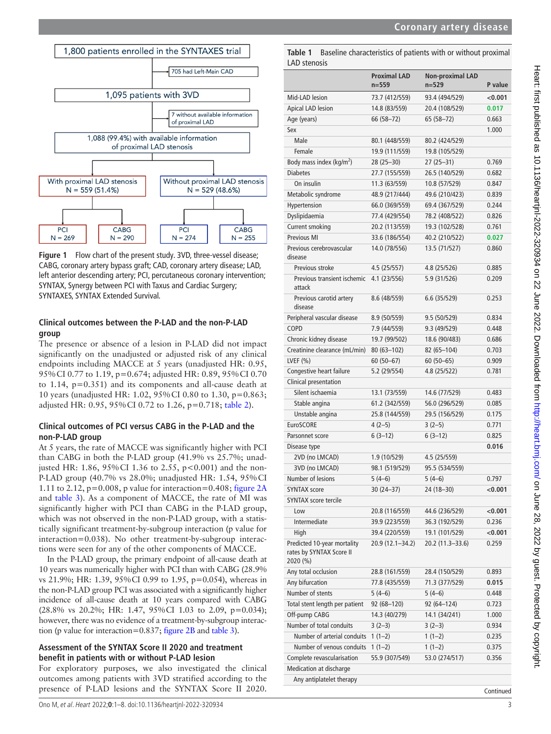1,800 patients enrolled in the SYNTAXES trial

705 had Left-Main CAD

1,095 patients with 3VD

7 without available information of proximal LAD

1,088 (99.4%) with available information of proximal LAD stenosis

With proximal LAD stenosis N = 559 (51.4%)

Without proximal LAD stenosis N = 529 (48.6%)

PCI N = 269 | CABG N = 290 | PCI N = 274 | CABG N = 255

**Figure 1** Flow chart of the present study. 3VD, three-vessel disease; CABG, coronary artery bypass graft; CAD, coronary artery disease; LAD, left anterior descending artery; PCI, percutaneous coronary intervention; SYNTAX, Synergy between PCI with Taxus and Cardiac Surgery; SYNTAXES, SYNTAX Extended Survival.

## Clinical outcomes between the P-LAD and the non-P-LAD group

The presence or absence of a lesion in P-LAD did not impact significantly on the unadjusted or adjusted risk of any clinical endpoints including MACCE at 5 years (unadjusted HR: 0.95, 95% CI 0.77 to 1.19, p=0.674; adjusted HR: 0.89, 95% CI 0.70 to 1.14, p=0.351) and its components and all-cause death at 10 years (unadjusted HR: 1.02, 95% CI 0.80 to 1.30, p=0.863; adjusted HR: 0.95, 95% CI 0.72 to 1.26, p=0.718; table 2).

## Clinical outcomes of PCI versus CABG in the P-LAD and the non-P-LAD group

At 5 years, the rate of MACCE was significantly higher with PCI than CABG in both the P-LAD group (41.9% vs 25.7%; unadjusted HR: 1.86, 95% CI 1.36 to 2.55, p<0.001) and the non-P-LAD group (40.7% vs 28.0%; unadjusted HR: 1.54, 95% CI 1.11 to 2.12, p=0.008, p value for interaction=0.408; figure 2A and table 3). As a component of MACCE, the rate of MI was significantly higher with PCI than CABG in the P-LAD group, which was not observed in the non-P-LAD group, with a statistically significant treatment-by-subgroup interaction (p value for interaction=0.038). No other treatment-by-subgroup interactions were seen for any of the other components of MACCE.

In the P-LAD group, the primary endpoint of all-cause death at 10 years was numerically higher with PCI than with CABG (28.9% vs 21.9%; HR: 1.39, 95% CI 0.99 to 1.95, p=0.054), whereas in the non-P-LAD group PCI was associated with a significantly higher incidence of all-cause death at 10 years compared with CABG (28.8% vs 20.2%; HR: 1.47, 95% CI 1.03 to 2.09, p=0.034); however, there was no evidence of a treatment-by-subgroup interaction (p value for interaction=0.837; figure 2B and table 3).

## Assessment of the SYNTAX Score II 2020 and treatment benefit in patients with or without P-LAD lesion

For exploratory purposes, we also investigated the clinical outcomes among patients with 3VD stratified according to the presence of P-LAD lesions and the SYNTAX Score II 2020.

**Table 1** Baseline characteristics of patients with or without proximal LAD stenosis

| | Proximal LAD n=559 | Non-proximal LAD n=529 | P value |
|---|---|---|---|
| Mid-LAD lesion | 73.7 (412/559) | 93.4 (494/529) | **<0.001** |
| Apical LAD lesion | 14.8 (83/559) | 20.4 (108/529) | **0.017** |
| Age (years) | 66 (58–72) | 65 (58–72) | 0.663 |
| Sex | | | 1.000 |
| Male | 80.1 (448/559) | 80.2 (424/529) | |
| Female | 19.9 (111/559) | 19.8 (105/529) | |
| Body mass index (kg/m$^2$) | 28 (25–30) | 27 (25–31) | 0.769 |
| Diabetes | 27.7 (155/559) | 26.5 (140/529) | 0.682 |
| On insulin | 11.3 (63/559) | 10.8 (57/529) | 0.847 |
| Metabolic syndrome | 48.9 (217/444) | 49.6 (210/423) | 0.839 |
| Hypertension | 66.0 (369/559) | 69.4 (367/529) | 0.244 |
| Dyslipidaemia | 77.4 (429/554) | 78.2 (408/522) | 0.826 |
| Current smoking | 20.2 (113/559) | 19.3 (102/528) | 0.761 |
| Previous MI | 33.6 (186/554) | 40.2 (210/522) | **0.027** |
| Previous cerebrovascular disease | 14.0 (78/556) | 13.5 (71/527) | 0.860 |
| Previous stroke | 4.5 (25/557) | 4.8 (25/526) | 0.885 |
| Previous transient ischemic attack | 4.1 (23/556) | 5.9 (31/526) | 0.209 |
| Previous carotid artery disease | 8.6 (48/559) | 6.6 (35/529) | 0.253 |
| Peripheral vascular disease | 8.9 (50/559) | 9.5 (50/529) | 0.834 |
| COPD | 7.9 (44/559) | 9.3 (49/529) | 0.448 |
| Chronic kidney disease | 19.7 (99/502) | 18.6 (90/483) | 0.686 |
| Creatinine clearance (mL/min) | 80 (63–102) | 82 (65–104) | 0.703 |
| LVEF (%) | 60 (50–67) | 60 (50–65) | 0.909 |
| Congestive heart failure | 5.2 (29/554) | 4.8 (25/522) | 0.781 |
| Clinical presentation | | | |
| Silent ischaemia | 13.1 (73/559) | 14.6 (77/529) | 0.483 |
| Stable angina | 61.2 (342/559) | 56.0 (296/529) | 0.085 |
| Unstable angina | 25.8 (144/559) | 29.5 (156/529) | 0.175 |
| EuroSCORE | 4 (2–5) | 3 (2–5) | 0.771 |
| Parsonnet score | 6 (3–12) | 6 (3–12) | 0.825 |
| Disease type | | | **0.016** |
| 2VD (no LMCAD) | 1.9 (10/529) | 4.5 (25/559) | |
| 3VD (no LMCAD) | 98.1 (519/529) | 95.5 (534/559) | |
| Number of lesions | 5 (4–6) | 5 (4–6) | 0.797 |
| SYNTAX score | 30 (24–37) | 24 (18–30) | **<0.001** |
| SYNTAX score tercile | | | |
| Low | 20.8 (116/559) | 44.6 (236/529) | **<0.001** |
| Intermediate | 39.9 (223/559) | 36.3 (192/529) | 0.236 |
| High | 39.4 (220/559) | 19.1 (101/529) | **<0.001** |
| Predicted 10-year mortality rates by SYNTAX Score II 2020 (%) | 20.9 (12.1–34.2) | 20.2 (11.3–33.6) | 0.259 |
| Any total occlusion | 28.8 (161/559) | 28.4 (150/529) | 0.893 |
| Any bifurcation | 77.8 (435/559) | 71.3 (377/529) | **0.015** |
| Number of stents | 5 (4–6) | 5 (4–6) | 0.448 |
| Total stent length per patient | 92 (68–120) | 92 (64–124) | 0.723 |
| Off-pump CABG | 14.3 (40/279) | 14.1 (34/241) | 1.000 |
| Number of total conduits | 3 (2–3) | 3 (2–3) | 0.934 |
| Number of arterial conduits | 1 (1–2) | 1 (1–2) | 0.235 |
| Number of venous conduits | 1 (1–2) | 1 (1–2) | 0.375 |
| Complete revascularisation | 55.9 (307/549) | 53.0 (274/517) | 0.356 |
| Medication at discharge | | | |
| Any antiplatelet therapy | | | |

Continued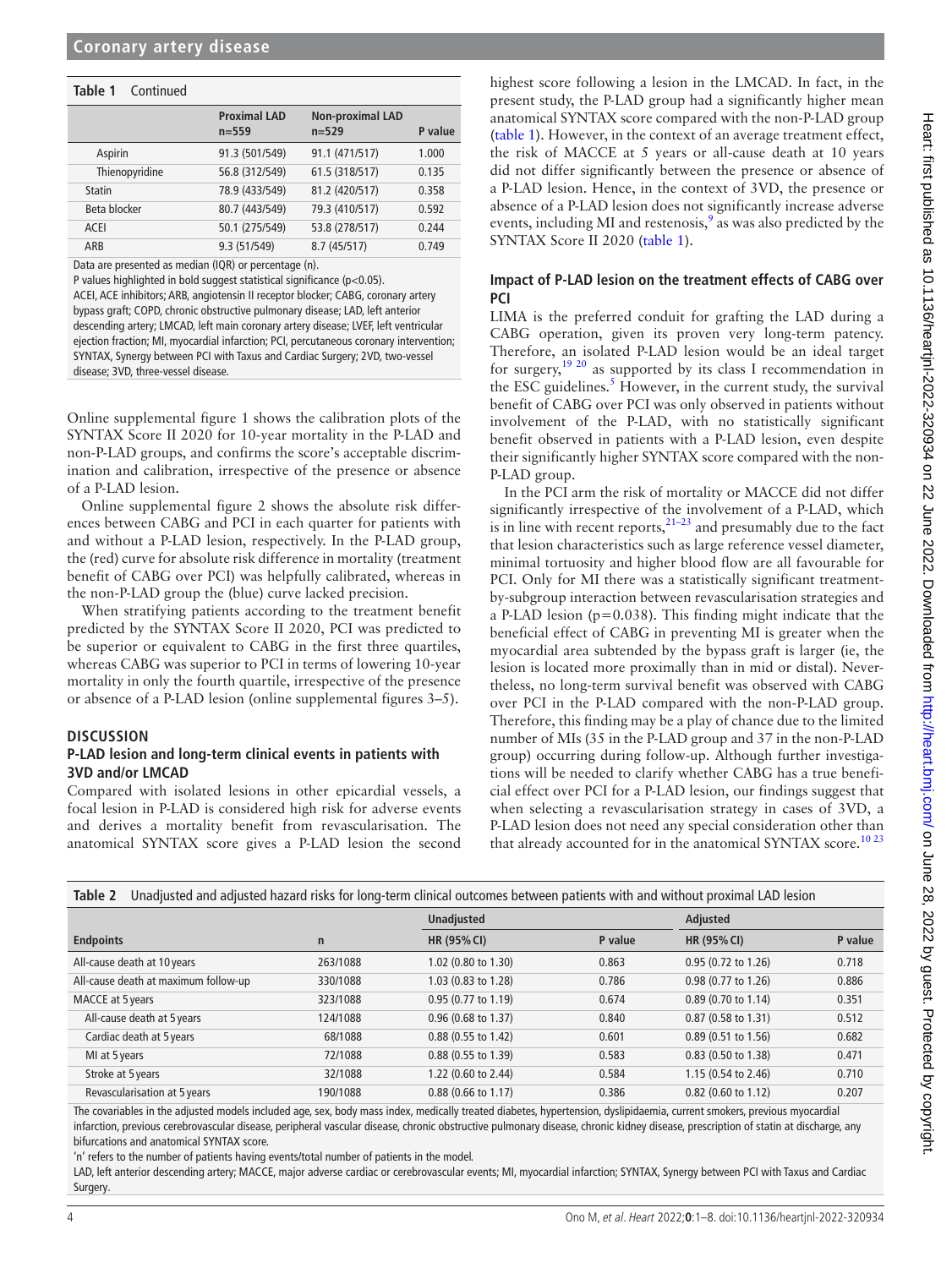**Table 1** Continued

| | Proximal LAD n=559 | Non-proximal LAD n=529 | P value |
|---|---|---|---|
| Aspirin | 91.3 (501/549) | 91.1 (471/517) | 1.000 |
| Thienopyridine | 56.8 (312/549) | 61.5 (318/517) | 0.135 |
| Statin | 78.9 (433/549) | 81.2 (420/517) | 0.358 |
| Beta blocker | 80.7 (443/549) | 79.3 (410/517) | 0.592 |
| ACEI | 50.1 (275/549) | 53.8 (278/517) | 0.244 |
| ARB | 9.3 (51/549) | 8.7 (45/517) | 0.749 |

Data are presented as median (IQR) or percentage (n).
P values highlighted in bold suggest statistical significance (p<0.05).
ACEI, ACE inhibitors; ARB, angiotensin II receptor blocker; CABG, coronary artery bypass graft; COPD, chronic obstructive pulmonary disease; LAD, left anterior descending artery; LMCAD, left main coronary artery disease; LVEF, left ventricular ejection fraction; MI, myocardial infarction; PCI, percutaneous coronary intervention; SYNTAX, Synergy between PCI with Taxus and Cardiac Surgery; 2VD, two-vessel disease; 3VD, three-vessel disease.

Online supplemental figure 1 shows the calibration plots of the SYNTAX Score II 2020 for 10-year mortality in the P-LAD and non-P-LAD groups, and confirms the score's acceptable discrimination and calibration, irrespective of the presence or absence of a P-LAD lesion.

Online supplemental figure 2 shows the absolute risk differences between CABG and PCI in each quarter for patients with and without a P-LAD lesion, respectively. In the P-LAD group, the (red) curve for absolute risk difference in mortality (treatment benefit of CABG over PCI) was helpfully calibrated, whereas in the non-P-LAD group the (blue) curve lacked precision.

When stratifying patients according to the treatment benefit predicted by the SYNTAX Score II 2020, PCI was predicted to be superior or equivalent to CABG in the first three quartiles, whereas CABG was superior to PCI in terms of lowering 10-year mortality in only the fourth quartile, irrespective of the presence or absence of a P-LAD lesion (online supplemental figures 3–5).

## DISCUSSION

### P-LAD lesion and long-term clinical events in patients with 3VD and/or LMCAD

Compared with isolated lesions in other epicardial vessels, a focal lesion in P-LAD is considered high risk for adverse events and derives a mortality benefit from revascularisation. The anatomical SYNTAX score gives a P-LAD lesion the second highest score following a lesion in the LMCAD. In fact, in the present study, the P-LAD group had a significantly higher mean anatomical SYNTAX score compared with the non-P-LAD group (table 1). However, in the context of an average treatment effect, the risk of MACCE at 5 years or all-cause death at 10 years did not differ significantly between the presence or absence of a P-LAD lesion. Hence, in the context of 3VD, the presence or absence of a P-LAD lesion does not significantly increase adverse events, including MI and restenosis,[9] as was also predicted by the SYNTAX Score II 2020 (table 1).

### Impact of P-LAD lesion on the treatment effects of CABG over PCI

LIMA is the preferred conduit for grafting the LAD during a CABG operation, given its proven very long-term patency. Therefore, an isolated P-LAD lesion would be an ideal target for surgery,[19,20] as supported by its class I recommendation in the ESC guidelines.[5] However, in the current study, the survival benefit of CABG over PCI was only observed in patients without involvement of the P-LAD, with no statistically significant benefit observed in patients with a P-LAD lesion, even despite their significantly higher SYNTAX score compared with the non-P-LAD group.

In the PCI arm the risk of mortality or MACCE did not differ significantly irrespective of the involvement of a P-LAD, which is in line with recent reports,[21–23] and presumably due to the fact that lesion characteristics such as large reference vessel diameter, minimal tortuosity and higher blood flow are all favourable for PCI. Only for MI there was a statistically significant treatment-by-subgroup interaction between revascularisation strategies and a P-LAD lesion (p=0.038). This finding might indicate that the beneficial effect of CABG in preventing MI is greater when the myocardial area subtended by the bypass graft is larger (ie, the lesion is located more proximally than in mid or distal). Nevertheless, no long-term survival benefit was observed with CABG over PCI in the P-LAD compared with the non-P-LAD group. Therefore, this finding may be a play of chance due to the limited number of MIs (35 in the P-LAD group and 37 in the non-P-LAD group) occurring during follow-up. Although further investigations will be needed to clarify whether CABG has a true beneficial effect over PCI for a P-LAD lesion, our findings suggest that when selecting a revascularisation strategy in cases of 3VD, a P-LAD lesion does not need any special consideration other than that already accounted for in the anatomical SYNTAX score.[10,23]

**Table 2** Unadjusted and adjusted hazard risks for long-term clinical outcomes between patients with and without proximal LAD lesion

| | | Unadjusted | | Adjusted | |
|---|---|---|---|---|---|
| **Endpoints** | **n** | **HR (95% CI)** | **P value** | **HR (95% CI)** | **P value** |
| All-cause death at 10 years | 263/1088 | 1.02 (0.80 to 1.30) | 0.863 | 0.95 (0.72 to 1.26) | 0.718 |
| All-cause death at maximum follow-up | 330/1088 | 1.03 (0.83 to 1.28) | 0.786 | 0.98 (0.77 to 1.26) | 0.886 |
| MACCE at 5 years | 323/1088 | 0.95 (0.77 to 1.19) | 0.674 | 0.89 (0.70 to 1.14) | 0.351 |
| All-cause death at 5 years | 124/1088 | 0.96 (0.68 to 1.37) | 0.840 | 0.87 (0.58 to 1.31) | 0.512 |
| Cardiac death at 5 years | 68/1088 | 0.88 (0.55 to 1.42) | 0.601 | 0.89 (0.51 to 1.56) | 0.682 |
| MI at 5 years | 72/1088 | 0.88 (0.55 to 1.39) | 0.583 | 0.83 (0.50 to 1.38) | 0.471 |
| Stroke at 5 years | 32/1088 | 1.22 (0.60 to 2.44) | 0.584 | 1.15 (0.54 to 2.46) | 0.710 |
| Revascularisation at 5 years | 190/1088 | 0.88 (0.66 to 1.17) | 0.386 | 0.82 (0.60 to 1.12) | 0.207 |

The covariables in the adjusted models included age, sex, body mass index, medically treated diabetes, hypertension, dyslipidaemia, current smokers, previous myocardial infarction, previous cerebrovascular disease, peripheral vascular disease, chronic obstructive pulmonary disease, chronic kidney disease, prescription of statin at discharge, any bifurcations and anatomical SYNTAX score.
'n' refers to the number of patients having events/total number of patients in the model.
LAD, left anterior descending artery; MACCE, major adverse cardiac or cerebrovascular events; MI, myocardial infarction; SYNTAX, Synergy between PCI with Taxus and Cardiac Surgery.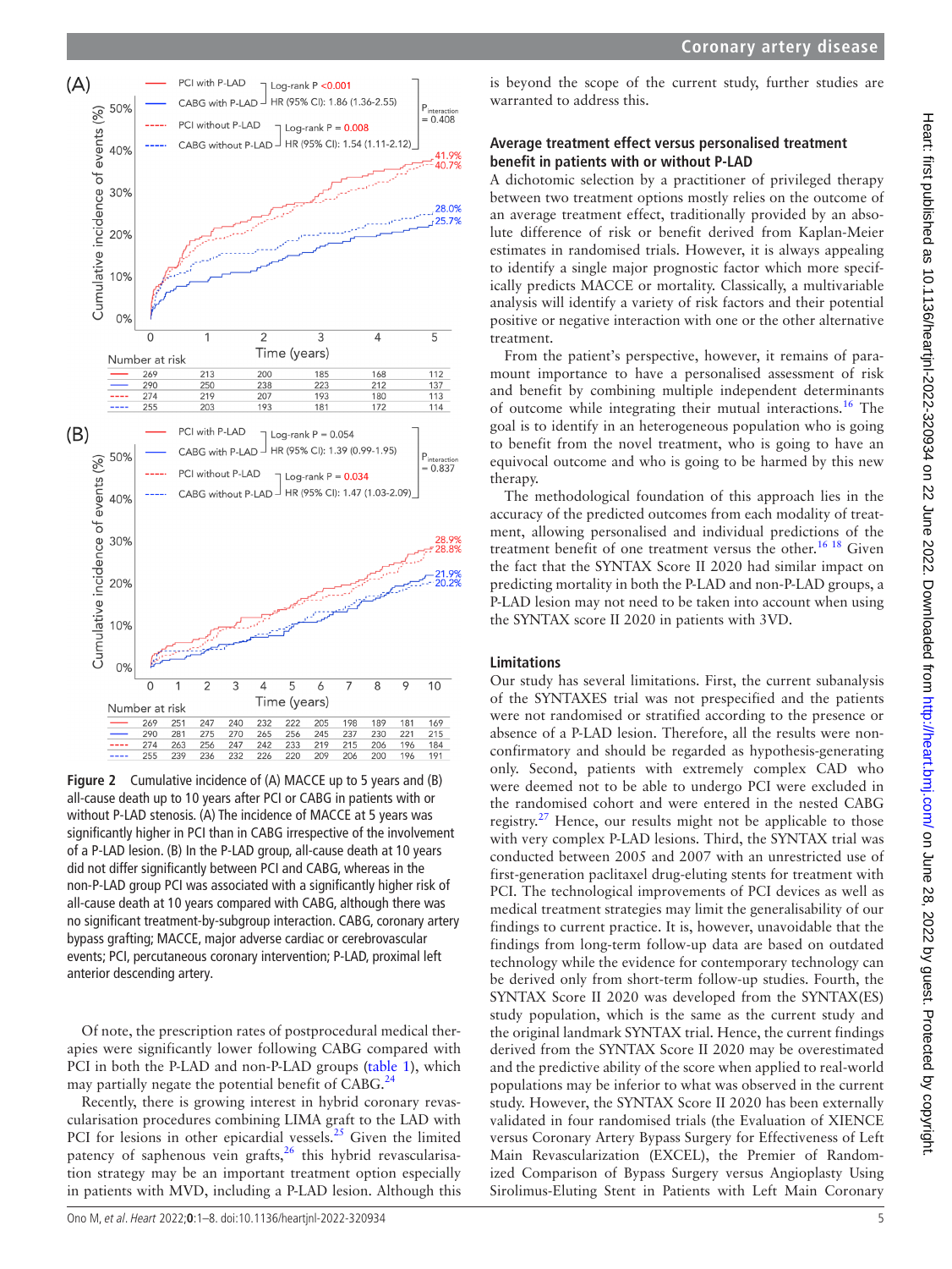Figure 2 Cumulative incidence of (A) MACCE up to 5 years and (B) all-cause death up to 10 years after PCI or CABG in patients with or without P-LAD stenosis. (A) The incidence of MACCE at 5 years was significantly higher in PCI than in CABG irrespective of the involvement of a P-LAD lesion. (B) In the P-LAD group, all-cause death at 10 years did not differ significantly between PCI and CABG, whereas in the non-P-LAD group PCI was associated with a significantly higher risk of all-cause death at 10 years compared with CABG, although there was no significant treatment-by-subgroup interaction. CABG, coronary artery bypass grafting; MACCE, major adverse cardiac or cerebrovascular events; PCI, percutaneous coronary intervention; P-LAD, proximal left anterior descending artery.

Of note, the prescription rates of postprocedural medical therapies were significantly lower following CABG compared with PCI in both the P-LAD and non-P-LAD groups (table 1), which may partially negate the potential benefit of CABG.[24]

Recently, there is growing interest in hybrid coronary revascularisation procedures combining LIMA graft to the LAD with PCI for lesions in other epicardial vessels.[25] Given the limited patency of saphenous vein grafts,[26] this hybrid revascularisation strategy may be an important treatment option especially in patients with MVD, including a P-LAD lesion. Although this is beyond the scope of the current study, further studies are warranted to address this.

### Average treatment effect versus personalised treatment benefit in patients with or without P-LAD

A dichotomic selection by a practitioner of privileged therapy between two treatment options mostly relies on the outcome of an average treatment effect, traditionally provided by an absolute difference of risk or benefit derived from Kaplan-Meier estimates in randomised trials. However, it is always appealing to identify a single major prognostic factor which more specifically predicts MACCE or mortality. Classically, a multivariable analysis will identify a variety of risk factors and their potential positive or negative interaction with one or the other alternative treatment.

From the patient's perspective, however, it remains of paramount importance to have a personalised assessment of risk and benefit by combining multiple independent determinants of outcome while integrating their mutual interactions.[16] The goal is to identify in an heterogeneous population who is going to benefit from the novel treatment, who is going to have an equivocal outcome and who is going to be harmed by this new therapy.

The methodological foundation of this approach lies in the accuracy of the predicted outcomes from each modality of treatment, allowing personalised and individual predictions of the treatment benefit of one treatment versus the other.[16 18] Given the fact that the SYNTAX Score II 2020 had similar impact on predicting mortality in both the P-LAD and non-P-LAD groups, a P-LAD lesion may not need to be taken into account when using the SYNTAX score II 2020 in patients with 3VD.

### Limitations

Our study has several limitations. First, the current subanalysis of the SYNTAXES trial was not prespecified and the patients were not randomised or stratified according to the presence or absence of a P-LAD lesion. Therefore, all the results were nonconfirmatory and should be regarded as hypothesis-generating only. Second, patients with extremely complex CAD who were deemed not to be able to undergo PCI were excluded in the randomised cohort and were entered in the nested CABG registry.[27] Hence, our results might not be applicable to those with very complex P-LAD lesions. Third, the SYNTAX trial was conducted between 2005 and 2007 with an unrestricted use of first-generation paclitaxel drug-eluting stents for treatment with PCI. The technological improvements of PCI devices as well as medical treatment strategies may limit the generalisability of our findings to current practice. It is, however, unavoidable that the findings from long-term follow-up data are based on outdated technology while the evidence for contemporary technology can be derived only from short-term follow-up studies. Fourth, the SYNTAX Score II 2020 was developed from the SYNTAX(ES) study population, which is the same as the current study and the original landmark SYNTAX trial. Hence, the current findings derived from the SYNTAX Score II 2020 may be overestimated and the predictive ability of the score when applied to real-world populations may be inferior to what was observed in the current study. However, the SYNTAX Score II 2020 has been externally validated in four randomised trials (the Evaluation of XIENCE versus Coronary Artery Bypass Surgery for Effectiveness of Left Main Revascularization (EXCEL), the Premier of Randomized Comparison of Bypass Surgery versus Angioplasty Using Sirolimus-Eluting Stent in Patients with Left Main Coronary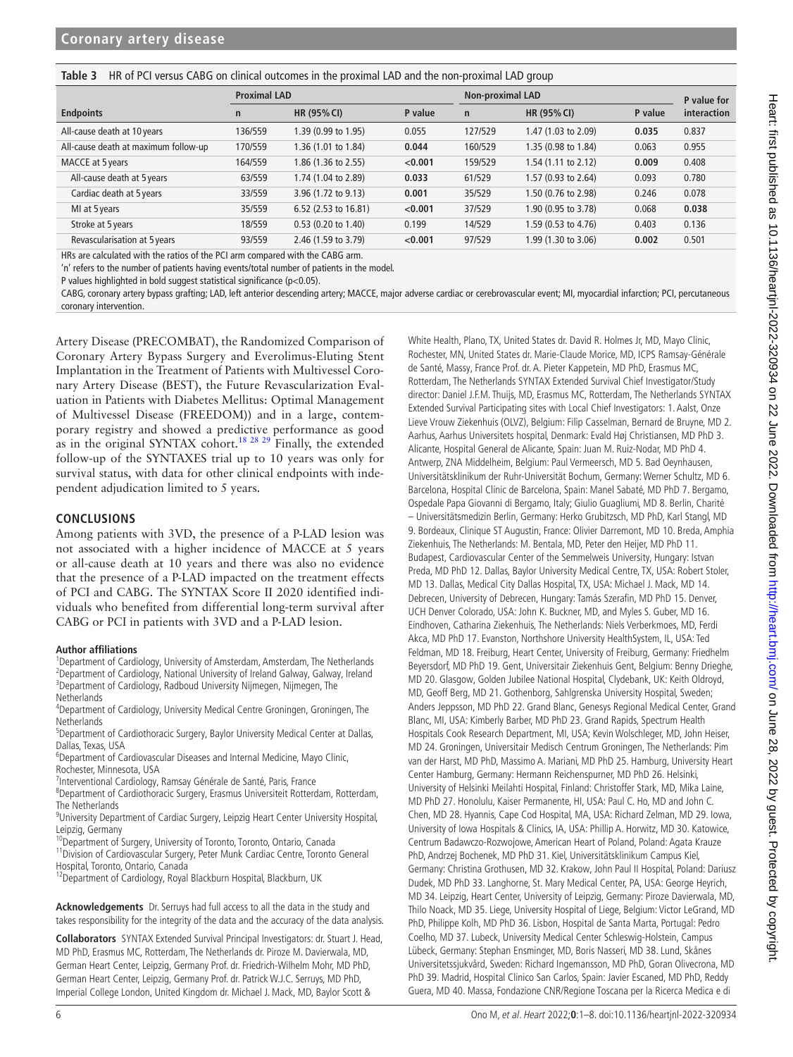**Table 3** HR of PCI versus CABG on clinical outcomes in the proximal LAD and the non-proximal LAD group

| | Proximal LAD | | | Non-proximal LAD | | | P value for |
|---|---|---|---|---|---|---|---|
| **Endpoints** | **n** | **HR (95% CI)** | **P value** | **n** | **HR (95% CI)** | **P value** | **interaction** |
| All-cause death at 10 years | 136/559 | 1.39 (0.99 to 1.95) | 0.055 | 127/529 | 1.47 (1.03 to 2.09) | **0.035** | 0.837 |
| All-cause death at maximum follow-up | 170/559 | 1.36 (1.01 to 1.84) | **0.044** | 160/529 | 1.35 (0.98 to 1.84) | 0.063 | 0.955 |
| MACCE at 5 years | 164/559 | 1.86 (1.36 to 2.55) | **<0.001** | 159/529 | 1.54 (1.11 to 2.12) | **0.009** | 0.408 |
| All-cause death at 5 years | 63/559 | 1.74 (1.04 to 2.89) | **0.033** | 61/529 | 1.57 (0.93 to 2.64) | 0.093 | 0.780 |
| Cardiac death at 5 years | 33/559 | 3.96 (1.72 to 9.13) | **0.001** | 35/529 | 1.50 (0.76 to 2.98) | 0.246 | 0.078 |
| MI at 5 years | 35/559 | 6.52 (2.53 to 16.81) | **<0.001** | 37/529 | 1.90 (0.95 to 3.78) | 0.068 | **0.038** |
| Stroke at 5 years | 18/559 | 0.53 (0.20 to 1.40) | 0.199 | 14/529 | 1.59 (0.53 to 4.76) | 0.403 | 0.136 |
| Revascularisation at 5 years | 93/559 | 2.46 (1.59 to 3.79) | **<0.001** | 97/529 | 1.99 (1.30 to 3.06) | **0.002** | 0.501 |

HRs are calculated with the ratios of the PCI arm compared with the CABG arm.
'n' refers to the number of patients having events/total number of patients in the model.
P values highlighted in bold suggest statistical significance (p<0.05).
CABG, coronary artery bypass grafting; LAD, left anterior descending artery; MACCE, major adverse cardiac or cerebrovascular event; MI, myocardial infarction; PCI, percutaneous coronary intervention.

Artery Disease (PRECOMBAT), the Randomized Comparison of Coronary Artery Bypass Surgery and Everolimus-Eluting Stent Implantation in the Treatment of Patients with Multivessel Coronary Artery Disease (BEST), the Future Revascularization Evaluation in Patients with Diabetes Mellitus: Optimal Management of Multivessel Disease (FREEDOM)) and in a large, contemporary registry and showed a predictive performance as good as in the original SYNTAX cohort.[18 28 29] Finally, the extended follow-up of the SYNTAXES trial up to 10 years was only for survival status, with data for other clinical endpoints with independent adjudication limited to 5 years.

## CONCLUSIONS

Among patients with 3VD, the presence of a P-LAD lesion was not associated with a higher incidence of MACCE at 5 years or all-cause death at 10 years and there was also no evidence that the presence of a P-LAD impacted on the treatment effects of PCI and CABG. The SYNTAX Score II 2020 identified individuals who benefited from differential long-term survival after CABG or PCI in patients with 3VD and a P-LAD lesion.

**Author affiliations**

[1]Department of Cardiology, University of Amsterdam, Amsterdam, The Netherlands
[2]Department of Cardiology, National University of Ireland Galway, Galway, Ireland
[3]Department of Cardiology, Radboud University Nijmegen, Nijmegen, The Netherlands
[4]Department of Cardiology, University Medical Centre Groningen, Groningen, The Netherlands
[5]Department of Cardiothoracic Surgery, Baylor University Medical Center at Dallas, Dallas, Texas, USA
[6]Department of Cardiovascular Diseases and Internal Medicine, Mayo Clinic, Rochester, Minnesota, USA
[7]Interventional Cardiology, Ramsay Générale de Santé, Paris, France
[8]Department of Cardiothoracic Surgery, Erasmus Universiteit Rotterdam, Rotterdam, The Netherlands
[9]University Department of Cardiac Surgery, Leipzig Heart Center University Hospital, Leipzig, Germany
[10]Department of Surgery, University of Toronto, Toronto, Ontario, Canada
[11]Division of Cardiovascular Surgery, Peter Munk Cardiac Centre, Toronto General Hospital, Toronto, Ontario, Canada
[12]Department of Cardiology, Royal Blackburn Hospital, Blackburn, UK

**Acknowledgements** Dr. Serruys had full access to all the data in the study and takes responsibility for the integrity of the data and the accuracy of the data analysis.

**Collaborators** SYNTAX Extended Survival Principal Investigators: dr. Stuart J. Head, MD PhD, Erasmus MC, Rotterdam, The Netherlands dr. Piroze M. Davierwala, MD, German Heart Center, Leipzig, Germany Prof. dr. Friedrich-Wilhelm Mohr, MD PhD, German Heart Center, Leipzig, Germany Prof. dr. Patrick W.J.C. Serruys, MD PhD, Imperial College London, United Kingdom dr. Michael J. Mack, MD, Baylor Scott & White Health, Plano, TX, United States dr. David R. Holmes Jr, MD, Mayo Clinic, Rochester, MN, United States dr. Marie-Claude Morice, MD, ICPS Ramsay-Générale de Santé, Massy, France Prof. dr. A. Pieter Kappetein, MD PhD, Erasmus MC, Rotterdam, The Netherlands SYNTAX Extended Survival Chief Investigator/Study director: Daniel J.F.M. Thuijs, MD, Erasmus MC, Rotterdam, The Netherlands SYNTAX Extended Survival Participating sites with Local Chief Investigators: 1. Aalst, Onze Lieve Vrouw Ziekenhuis (OLVZ), Belgium: Filip Casselman, Bernard de Bruyne, MD 2. Aarhus, Aarhus Universitets hospital, Denmark: Evald Høj Christiansen, MD PhD 3. Alicante, Hospital General de Alicante, Spain: Juan M. Ruiz-Nodar, MD PhD 4. Antwerp, ZNA Middelheim, Belgium: Paul Vermeersch, MD 5. Bad Oeynhausen, Universitätsklinikum der Ruhr-Universität Bochum, Germany: Werner Schultz, MD 6. Barcelona, Hospital Clínic de Barcelona, Spain: Manel Sabaté, MD PhD 7. Bergamo, Ospedale Papa Giovanni di Bergamo, Italy; Giulio Guagliumi, MD 8. Berlin, Charité – Universitätsmedizin Berlin, Germany: Herko Grubitzsch, MD PhD, Karl Stangl, MD 9. Bordeaux, Clinique ST Augustin, France: Olivier Darremont, MD 10. Breda, Amphia Ziekenhuis, The Netherlands: M. Bentala, MD, Peter den Heijer, MD PhD 11. Budapest, Cardiovascular Center of the Semmelweis University, Hungary: Istvan Preda, MD PhD 12. Dallas, Baylor University Medical Centre, TX, USA: Robert Stoler, MD 13. Dallas, Medical City Dallas Hospital, TX, USA: Michael J. Mack, MD 14. Debrecen, University of Debrecen, Hungary: Tamás Szerafin, MD PhD 15. Denver, UCH Denver Colorado, USA: John K. Buckner, MD, and Myles S. Guber, MD 16. Eindhoven, Catharina Ziekenhuis, The Netherlands: Niels Verberkmoes, MD, Ferdi Akca, MD PhD 17. Evanston, Northshore University HealthSystem, IL, USA: Ted Feldman, MD 18. Freiburg, Heart Center, University of Freiburg, Germany: Friedhelm Beyersdorf, MD PhD 19. Gent, Universitair Ziekenhuis Gent, Belgium: Benny Drieghe, MD 20. Glasgow, Golden Jubilee National Hospital, Clydebank, UK: Keith Oldroyd, MD, Geoff Berg, MD 21. Gothenborg, Sahlgrenska University Hospital, Sweden; Anders Jeppsson, MD PhD 22. Grand Blanc, Genesys Regional Medical Center, Grand Blanc, MI, USA: Kimberly Barber, MD PhD 23. Grand Rapids, Spectrum Health Hospitals Cook Research Department, MI, USA; Kevin Wolschleger, MD, John Heiser, MD 24. Groningen, Universitair Medisch Centrum Groningen, The Netherlands: Pim van der Harst, MD PhD, Massimo A. Mariani, MD PhD 25. Hamburg, University Heart Center Hamburg, Germany: Hermann Reichenspurner, MD PhD 26. Helsinki, University of Helsinki Meilahti Hospital, Finland: Christoffer Stark, MD, Mika Laine, MD PhD 27. Honolulu, Kaiser Permanente, HI, USA: Paul C. Ho, MD and John C. Chen, MD 28. Hyannis, Cape Cod Hospital, MA, USA: Richard Zelman, MD 29. Iowa, University of Iowa Hospitals & Clinics, IA, USA: Phillip A. Horwitz, MD 30. Katowice, Centrum Badawczo-Rozwojowe, American Heart of Poland, Poland: Agata Krauze PhD, Andrzej Bochenek, MD PhD 31. Kiel, Universitätsklinikum Campus Kiel, Germany: Christina Grothusen, MD 32. Krakow, John Paul II Hospital, Poland: Dariusz Dudek, MD PhD 33. Langhorne, St. Mary Medical Center, PA, USA: George Heyrich, MD 34. Leipzig, Heart Center, University of Leipzig, Germany: Piroze Davierwala, MD, Thilo Noack, MD 35. Liege, University Hospital of Liege, Belgium: Victor LeGrand, MD PhD, Philippe Kolh, MD PhD 36. Lisbon, Hospital de Santa Marta, Portugal: Pedro Coelho, MD 37. Lubeck, University Medical Center Schleswig-Holstein, Campus Lübeck, Germany: Stephan Ensminger, MD, Boris Nasseri, MD 38. Lund, Skånes Universitetssjukvård, Sweden: Richard Ingemansson, MD PhD, Goran Olivecrona, MD PhD 39. Madrid, Hospital Clinico San Carlos, Spain: Javier Escaned, MD PhD, Reddy Guera, MD 40. Massa, Fondazione CNR/Regione Toscana per la Ricerca Medica e di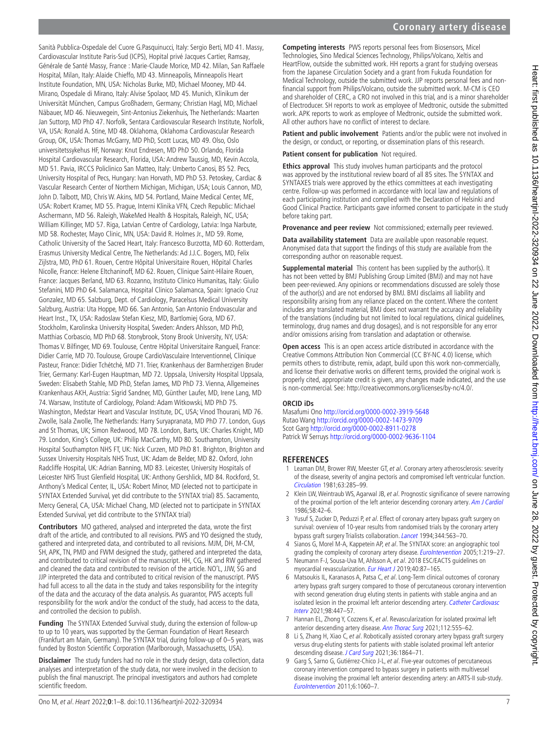Sanità Pubblica-Ospedale del Cuore G.Pasquinucci, Italy: Sergio Berti, MD 41. Massy, Cardiovascular Institute Paris-Sud (ICPS), Hopital privé Jacques Cartier, Ramsay, Générale de Santé Massy, France : Marie-Claude Morice, MD 42. Milan, San Raffaele Hospital, Milan, Italy: Alaide Chieffo, MD 43. Minneapolis, Minneapolis Heart Institute Foundation, MN, USA: Nicholas Burke, MD, Michael Mooney, MD 44. Mirano, Ospedale di Mirano, Italy: Alvise Spolaor, MD 45. Munich, Klinikum der Universität München, Campus Großhadern, Germany; Christian Hagl, MD, Michael Näbauer, MD 46. Nieuwegein, Sint-Antonius Ziekenhuis, The Netherlands: Maarten Jan Suttorp, MD PhD 47. Norfolk, Sentara Cardiovascular Research Institute, Norfolk, VA, USA: Ronald A. Stine, MD 48. Oklahoma, Oklahoma Cardiovascular Research Group, OK, USA: Thomas McGarry, MD PhD, Scott Lucas, MD 49. Olso, Oslo universitetssykehus HF, Norway: Knut Endresen, MD PhD 50. Orlando, Florida Hospital Cardiovascular Research, Florida, USA: Andrew Taussig, MD, Kevin Accola, MD 51. Pavia, IRCCS Policlinico San Matteo, Italy: Umberto Canosi, BS 52. Pecs, University Hospital of Pecs, Hungary: Ivan Horvath, MD PhD 53. Petoskey, Cardiac & Vascular Research Center of Northern Michigan, Michigan, USA; Louis Cannon, MD, John D. Talbott, MD, Chris W. Akins, MD 54. Portland, Maine Medical Center, ME, USA: Robert Kramer, MD 55. Prague, Interni Klinika VFN, Czech Republic: Michael Aschermann, MD 56. Raleigh, WakeMed Health & Hospitals, Raleigh, NC, USA; William Killinger, MD 57. Riga, Latvian Centre of Cardiology, Latvia: Inga Narbute, MD 58. Rochester, Mayo Clinic, MN, USA: David R. Holmes Jr., MD 59. Rome, Catholic University of the Sacred Heart, Italy: Francesco Burzotta, MD 60. Rotterdam, Erasmus University Medical Centre, The Netherlands: Ad J.J.C. Bogers, MD, Felix Zijlstra, MD, PhD 61. Rouen, Centre Hôpital Universitaire Rouen, Hôpital Charles Nicolle, France: Helene Eltchaninoff, MD 62. Rouen, Clinique Saint-Hilaire Rouen, France: Jacques Berland, MD 63. Rozanno, Instituto Clinico Humanitas, Italy: Giulio Stefanini, MD PhD 64. Salamanca, Hospital Clinico Salamanca, Spain: Ignacio Cruz Gonzalez, MD 65. Salzburg, Dept. of Cardiology, Paracelsus Medical University Salzburg, Austria: Uta Hoppe, MD 66. San Antonio, San Antonio Endovascular and Heart Inst., TX, USA: Radoslaw Stefan Kiesz, MD, Bartlomiej Gora, MD 67. Stockholm, Karolinska University Hospital, Sweden: Anders Ahlsson, MD PhD, Matthias Corbascio, MD PhD 68. Stonybrook, Stony Brook University, NY, USA: Thomas V. Bilfinger, MD 69. Toulouse, Centre Hôpital Universitaire Rangueil, France: Didier Carrie, MD 70. Toulouse, Groupe CardioVasculaire Interventionnel, Clinique Pasteur, France: Didier Tchétché, MD 71. Trier, Krankenhaus der Barmherzigen Bruder Trier, Germany: Karl-Eugen Hauptman, MD 72. Uppsala, University Hospital Uppsala, Sweden: Elisabeth Stahle, MD PhD, Stefan James, MD PhD 73. Vienna, Allgemeines Krankenhaus AKH, Austria: Sigrid Sandner, MD, Günther Laufer, MD, Irene Lang, MD 74. Warsaw, Institute of Cardiology, Poland: Adam Witkowski, MD PhD 75. Washington, Medstar Heart and Vascular Institute, DC, USA; Vinod Thourani, MD 76. Zwolle, Isala Zwolle, The Netherlands: Harry Suryapranata, MD PhD 77. London, Guys and St Thomas, UK; Simon Redwood, MD 78. London, Barts, UK: Charles Knight, MD 79. London, King's College, UK: Philip MacCarthy, MD 80. Southampton, University Hospital Southampton NHS FT, UK: Nick Curzen, MD PhD 81. Brighton, Brighton and Sussex University Hospitals NHS Trust, UK: Adam de Belder, MD 82. Oxford, John Radcliffe Hospital, UK: Adrian Banning, MD 83. Leicester, University Hospitals of Leicester NHS Trust Glenfield Hospital, UK: Anthony Gershlick, MD 84. Rockford, St. Anthony's Medical Center, IL, USA: Robert Minor, MD (elected not to participate in SYNTAX Extended Survival, yet did contribute to the SYNTAX trial) 85. Sacramento, Mercy General, CA, USA: Michael Chang, MD (elected not to participate in SYNTAX Extended Survival, yet did contribute to the SYNTAX trial)

**Contributors** MO gathered, analysed and interpreted the data, wrote the first draft of the article, and contributed to all revisions. PWS and YO designed the study, gathered and interpreted data, and contributed to all revisions. MJM, DH, M-CM, SH, APK, TN, PMD and FWM designed the study, gathered and interpreted the data, and contributed to critical revision of the manuscript. HH, CG, HK and RW gathered and cleaned the data and contributed to revision of the article. NO'L, JJW, SG and JJP interpreted the data and contributed to critical revision of the manuscript. PWS had full access to all the data in the study and takes responsibility for the integrity of the data and the accuracy of the data analysis. As guarantor, PWS accepts full responsibility for the work and/or the conduct of the study, had access to the data, and controlled the decision to publish.

**Funding** The SYNTAX Extended Survival study, during the extension of follow-up to up to 10 years, was supported by the German Foundation of Heart Research (Frankfurt am Main, Germany). The SYNTAX trial, during follow-up of 0–5 years, was funded by Boston Scientific Corporation (Marlborough, Massachusetts, USA).

**Disclaimer** The study funders had no role in the study design, data collection, data analyses and interpretation of the study data, nor were involved in the decision to publish the final manuscript. The principal investigators and authors had complete scientific freedom.

**Competing interests** PWS reports personal fees from Biosensors, Micel Technologies, Sino Medical Sciences Technology, Philips/Volcano, Xeltis and HeartFlow, outside the submitted work. HH reports a grant for studying overseas from the Japanese Circulation Society and a grant from Fukuda Foundation for Medical Technology, outside the submitted work. JJP reports personal fees and non-financial support from Philips/Volcano, outside the submitted work. M-CM is CEO and shareholder of CERC, a CRO not involved in this trial, and is a minor shareholder of Electroducer. SH reports to work as employee of Medtronic, outside the submitted work. APK reports to work as employee of Medtronic, outside the submitted work. All other authors have no conflict of interest to declare.

**Patient and public involvement** Patients and/or the public were not involved in the design, or conduct, or reporting, or dissemination plans of this research.

**Patient consent for publication** Not required.

**Ethics approval** This study involves human participants and the protocol was approved by the institutional review board of all 85 sites. The SYNTAX and SYNTAXES trials were approved by the ethics committees at each investigating centre. Follow-up was performed in accordance with local law and regulations of each participating institution and complied with the Declaration of Helsinki and Good Clinical Practice. Participants gave informed consent to participate in the study before taking part.

**Provenance and peer review** Not commissioned; externally peer reviewed.

**Data availability statement** Data are available upon reasonable request. Anonymised data that support the findings of this study are available from the corresponding author on reasonable request.

**Supplemental material** This content has been supplied by the author(s). It has not been vetted by BMJ Publishing Group Limited (BMJ) and may not have been peer-reviewed. Any opinions or recommendations discussed are solely those of the author(s) and are not endorsed by BMJ. BMJ disclaims all liability and responsibility arising from any reliance placed on the content. Where the content includes any translated material, BMJ does not warrant the accuracy and reliability of the translations (including but not limited to local regulations, clinical guidelines, terminology, drug names and drug dosages), and is not responsible for any error and/or omissions arising from translation and adaptation or otherwise.

**Open access** This is an open access article distributed in accordance with the Creative Commons Attribution Non Commercial (CC BY-NC 4.0) license, which permits others to distribute, remix, adapt, build upon this work non-commercially, and license their derivative works on different terms, provided the original work is properly cited, appropriate credit is given, any changes made indicated, and the use is non-commercial. See: http://creativecommons.org/licenses/by-nc/4.0/.

**ORCID iDs**

Masafumi Ono http://orcid.org/0000-0002-3919-5648
Rutao Wang http://orcid.org/0000-0002-1473-9709
Scot Garg http://orcid.org/0000-0002-8911-0278
Patrick W Serruys http://orcid.org/0000-0002-9636-1104

## REFERENCES

1. Leaman DM, Brower RW, Meester GT, *et al*. Coronary artery atherosclerosis: severity of the disease, severity of angina pectoris and compromised left ventricular function. *Circulation* 1981;63:285–99.
2. Klein LW, Weintraub WS, Agarwal JB, *et al*. Prognostic significance of severe narrowing of the proximal portion of the left anterior descending coronary artery. *Am J Cardiol* 1986;58:42–6.
3. Yusuf S, Zucker D, Peduzzi P, *et al*. Effect of coronary artery bypass graft surgery on survival: overview of 10-year results from randomised trials by the coronary artery bypass graft surgery Trialists collaboration. *Lancet* 1994;344:563–70.
4. Sianos G, Morel M-A, Kappetein AP, *et al*. The SYNTAX score: an angiographic tool grading the complexity of coronary artery disease. *EuroIntervention* 2005;1:219–27.
5. Neumann F-J, Sousa-Uva M, Ahlsson A, *et al*. 2018 ESC/EACTS guidelines on myocardial revascularization. *Eur Heart J* 2019;40:87–165.
6. Matsoukis IL, Karanasos A, Patsa C, *et al*. Long-Term clinical outcomes of coronary artery bypass graft surgery compared to those of percutaneous coronary intervention with second generation drug eluting stents in patients with stable angina and an isolated lesion in the proximal left anterior descending artery. *Catheter Cardiovasc Interv* 2021;98:447–57.
7. Hannan EL, Zhong Y, Cozzens K, *et al*. Revascularization for isolated proximal left anterior descending artery disease. *Ann Thorac Surg* 2021;112:555–62.
8. Li S, Zhang H, Xiao C, *et al*. Robotically assisted coronary artery bypass graft surgery versus drug-eluting stents for patients with stable isolated proximal left anterior descending disease. *J Card Surg* 2021;36:1864–71.
9. Garg S, Sarno G, Gutiérrez-Chico J-L, *et al*. Five-year outcomes of percutaneous coronary intervention compared to bypass surgery in patients with multivessel disease involving the proximal left anterior descending artery: an ARTS-II sub-study. *EuroIntervention* 2011;6:1060–7.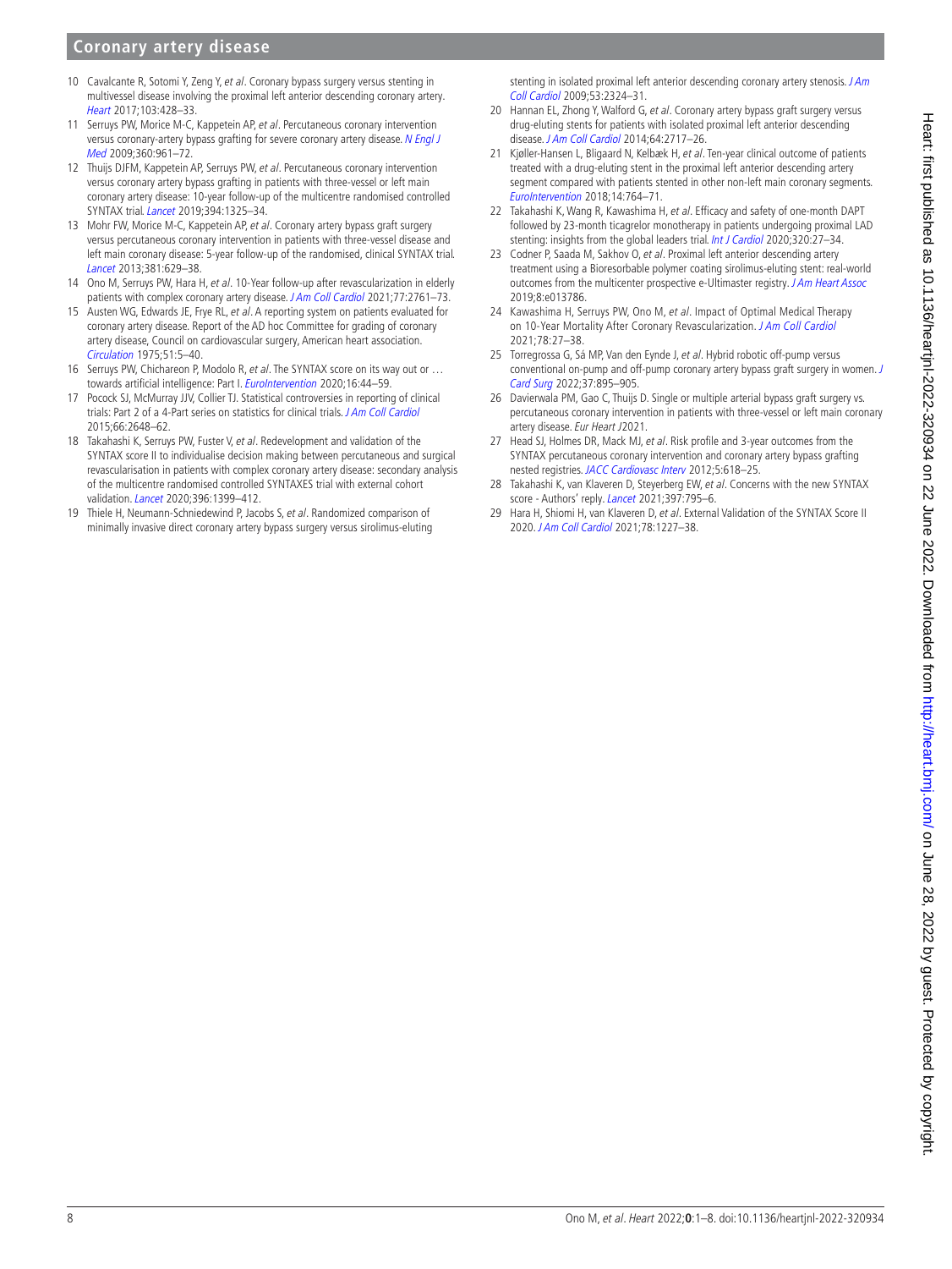10 Cavalcante R, Sotomi Y, Zeng Y, *et al*. Coronary bypass surgery versus stenting in multivessel disease involving the proximal left anterior descending coronary artery. *Heart* 2017;103:428–33.

11 Serruys PW, Morice M-C, Kappetein AP, *et al*. Percutaneous coronary intervention versus coronary-artery bypass grafting for severe coronary artery disease. *N Engl J Med* 2009;360:961–72.

12 Thuijs DJFM, Kappetein AP, Serruys PW, *et al*. Percutaneous coronary intervention versus coronary artery bypass grafting in patients with three-vessel or left main coronary artery disease: 10-year follow-up of the multicentre randomised controlled SYNTAX trial. *Lancet* 2019;394:1325–34.

13 Mohr FW, Morice M-C, Kappetein AP, *et al*. Coronary artery bypass graft surgery versus percutaneous coronary intervention in patients with three-vessel disease and left main coronary disease: 5-year follow-up of the randomised, clinical SYNTAX trial. *Lancet* 2013;381:629–38.

14 Ono M, Serruys PW, Hara H, *et al*. 10-Year follow-up after revascularization in elderly patients with complex coronary artery disease. *J Am Coll Cardiol* 2021;77:2761–73.

15 Austen WG, Edwards JE, Frye RL, *et al*. A reporting system on patients evaluated for coronary artery disease. Report of the AD hoc Committee for grading of coronary artery disease, Council on cardiovascular surgery, American heart association. *Circulation* 1975;51:5–40.

16 Serruys PW, Chichareon P, Modolo R, *et al*. The SYNTAX score on its way out or … towards artificial intelligence: Part I. *EuroIntervention* 2020;16:44–59.

17 Pocock SJ, McMurray JJV, Collier TJ. Statistical controversies in reporting of clinical trials: Part 2 of a 4-Part series on statistics for clinical trials. *J Am Coll Cardiol* 2015;66:2648–62.

18 Takahashi K, Serruys PW, Fuster V, *et al*. Redevelopment and validation of the SYNTAX score II to individualise decision making between percutaneous and surgical revascularisation in patients with complex coronary artery disease: secondary analysis of the multicentre randomised controlled SYNTAXES trial with external cohort validation. *Lancet* 2020;396:1399–412.

19 Thiele H, Neumann-Schniedewind P, Jacobs S, *et al*. Randomized comparison of minimally invasive direct coronary artery bypass surgery versus sirolimus-eluting stenting in isolated proximal left anterior descending coronary artery stenosis. *J Am Coll Cardiol* 2009;53:2324–31.

20 Hannan EL, Zhong Y, Walford G, *et al*. Coronary artery bypass graft surgery versus drug-eluting stents for patients with isolated proximal left anterior descending disease. *J Am Coll Cardiol* 2014;64:2717–26.

21 Kjøller-Hansen L, Bligaard N, Kelbæk H, *et al*. Ten-year clinical outcome of patients treated with a drug-eluting stent in the proximal left anterior descending artery segment compared with patients stented in other non-left main coronary segments. *EuroIntervention* 2018;14:764–71.

22 Takahashi K, Wang R, Kawashima H, *et al*. Efficacy and safety of one-month DAPT followed by 23-month ticagrelor monotherapy in patients undergoing proximal LAD stenting: insights from the global leaders trial. *Int J Cardiol* 2020;320:27–34.

23 Codner P, Saada M, Sakhov O, *et al*. Proximal left anterior descending artery treatment using a Bioresorbable polymer coating sirolimus-eluting stent: real-world outcomes from the multicenter prospective e-Ultimaster registry. *J Am Heart Assoc* 2019;8:e013786.

24 Kawashima H, Serruys PW, Ono M, *et al*. Impact of Optimal Medical Therapy on 10-Year Mortality After Coronary Revascularization. *J Am Coll Cardiol* 2021;78:27–38.

25 Torregrossa G, Sá MP, Van den Eynde J, *et al*. Hybrid robotic off-pump versus conventional on-pump and off-pump coronary artery bypass graft surgery in women. *J Card Surg* 2022;37:895–905.

26 Davierwala PM, Gao C, Thuijs D. Single or multiple arterial bypass graft surgery vs. percutaneous coronary intervention in patients with three-vessel or left main coronary artery disease. *Eur Heart J*2021.

27 Head SJ, Holmes DR, Mack MJ, *et al*. Risk profile and 3-year outcomes from the SYNTAX percutaneous coronary intervention and coronary artery bypass grafting nested registries. *JACC Cardiovasc Interv* 2012;5:618–25.

28 Takahashi K, van Klaveren D, Steyerberg EW, *et al*. Concerns with the new SYNTAX score - Authors' reply. *Lancet* 2021;397:795–6.

29 Hara H, Shiomi H, van Klaveren D, *et al*. External Validation of the SYNTAX Score II 2020. *J Am Coll Cardiol* 2021;78:1227–38.